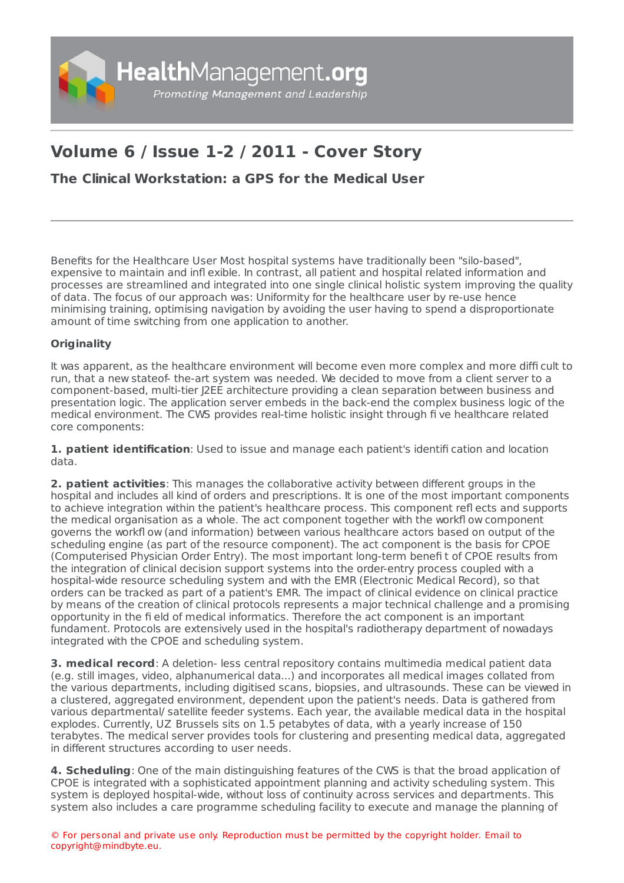# Volume 6 / Issue 1-2 / 2011 - Cover Story

## The Clinical Workstation: a GPS for the Medical User

Benefits for the Healthcare User Most hospital systems have traditionally been "silo-based", expensive to maintain and infl exible. In contrast, all patient and hospital related information and processes are streamlined and integrated into one single clinical holistic system improving the quality of data. The focus of our approach was: Uniformity for the healthcare user by re-use hence minimising training, optimising navigation by avoiding the user having to spend a disproportionate amount of time switching from one application to another.

**Originality**

It was apparent, as the healthcare environment will become even more complex and more diffi cult to run, that a new stateof- the-art system was needed. We decided to move from a client server to a component-based, multi-tier J2EE architecture providing a clean separation between business and presentation logic. The application server embeds in the back-end the complex business logic of the medical environment. The CWS provides real-time holistic insight through fi ve healthcare related core components:

**1. patient identification**: Used to issue and manage each patient's identifi cation and location data.

**2. patient activities**: This manages the collaborative activity between different groups in the hospital and includes all kind of orders and prescriptions. It is one of the most important components to achieve integration within the patient's healthcare process. This component refl ects and supports the medical organisation as a whole. The act component together with the workfl ow component governs the workfl ow (and information) between various healthcare actors based on output of the scheduling engine (as part of the resource component). The act component is the basis for CPOE (Computerised Physician Order Entry). The most important long-term benefi t of CPOE results from the integration of clinical decision support systems into the order-entry process coupled with a hospital-wide resource scheduling system and with the EMR (Electronic Medical Record), so that orders can be tracked as part of a patient's EMR. The impact of clinical evidence on clinical practice by means of the creation of clinical protocols represents a major technical challenge and a promising opportunity in the fi eld of medical informatics. Therefore the act component is an important fundament. Protocols are extensively used in the hospital's radiotherapy department of nowadays integrated with the CPOE and scheduling system.

**3. medical record**: A deletion- less central repository contains multimedia medical patient data (e.g. still images, video, alphanumerical data...) and incorporates all medical images collated from the various departments, including digitised scans, biopsies, and ultrasounds. These can be viewed in a clustered, aggregated environment, dependent upon the patient's needs. Data is gathered from various departmental/ satellite feeder systems. Each year, the available medical data in the hospital explodes. Currently, UZ Brussels sits on 1.5 petabytes of data, with a yearly increase of 150 terabytes. The medical server provides tools for clustering and presenting medical data, aggregated in different structures according to user needs.

**4. Scheduling**: One of the main distinguishing features of the CWS is that the broad application of CPOE is integrated with a sophisticated appointment planning and activity scheduling system. This system is deployed hospital-wide, without loss of continuity across services and departments. This system also includes a care programme scheduling facility to execute and manage the planning of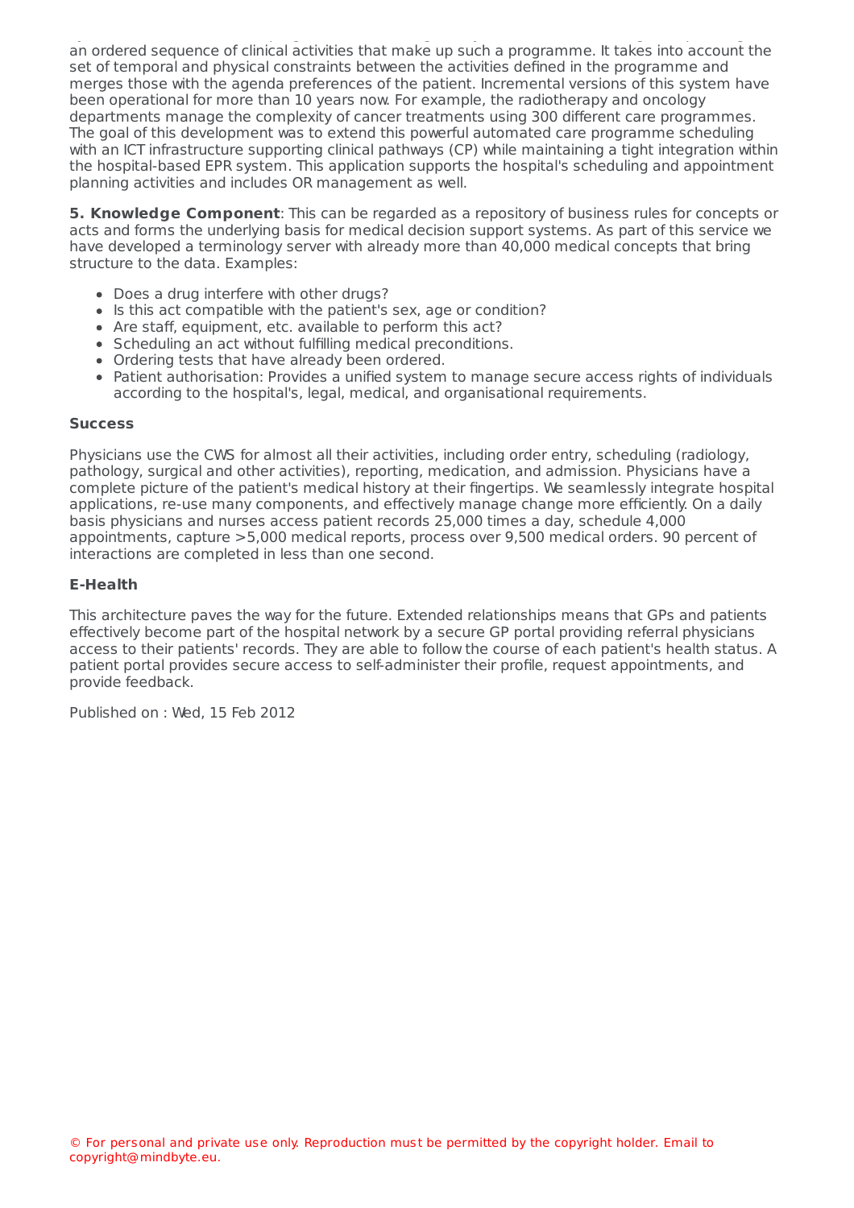an ordered sequence of clinical activities that make up such a programme. It takes into account the set of temporal and physical constraints between the activities defined in the programme and merges those with the agenda preferences of the patient. Incremental versions of this system have been operational for more than 10 years now. For example, the radiotherapy and oncology departments manage the complexity of cancer treatments using 300 different care programmes. The goal of this development was to extend this powerful automated care programme scheduling with an ICT infrastructure supporting clinical pathways (CP) while maintaining a tight integration within the hospital-based EPR system. This application supports the hospital's scheduling and appointment planning activities and includes OR management as well.

**5. Knowledge Component**: This can be regarded as a repository of business rules for concepts or acts and forms the underlying basis for medical decision support systems. As part of this service we have developed a terminology server with already more than 40,000 medical concepts that bring structure to the data. Examples:

- Does a drug interfere with other drugs?
- Is this act compatible with the patient's sex, age or condition?
- Are staff, equipment, etc. available to perform this act?
- Scheduling an act without fulfilling medical preconditions.
- Ordering tests that have already been ordered.
- Patient authorisation: Provides a unified system to manage secure access rights of individuals according to the hospital's, legal, medical, and organisational requirements.

#### Success

Physicians use the CWS for almost all their activities, including order entry, scheduling (radiology, pathology, surgical and other activities), reporting, medication, and admission. Physicians have a complete picture of the patient's medical history at their fingertips. We seamlessly integrate hospital applications, re-use many components, and effectively manage change more efficiently. On a daily basis physicians and nurses access patient records 25,000 times a day, schedule 4,000 appointments, capture >5,000 medical reports, process over 9,500 medical orders. 90 percent of interactions are completed in less than one second.

#### E-Health

This architecture paves the way for the future. Extended relationships means that GPs and patients effectively become part of the hospital network by a secure GP portal providing referral physicians access to their patients' records. They are able to follow the course of each patient's health status. A patient portal provides secure access to self-administer their profile, request appointments, and provide feedback.

Published on : Wed, 15 Feb 2012

© For personal and private use only. Reproduction must be permitted by the copyright holder. Email to copyright@mindbyte.eu.